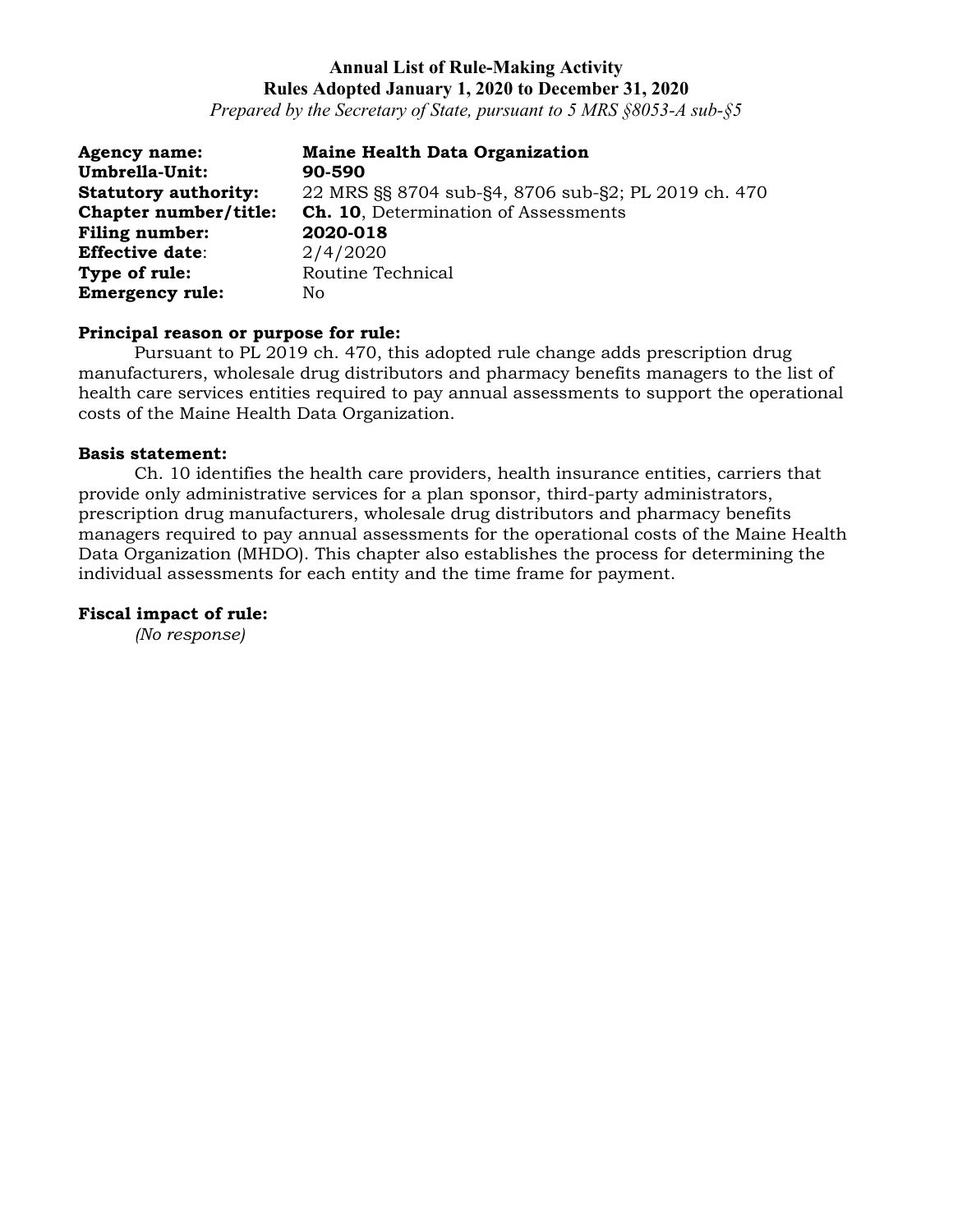**Annual List of Rule-Making Activity**
**Rules Adopted January 1, 2020 to December 31, 2020**
*Prepared by the Secretary of State, pursuant to 5 MRS §8053-A sub-§5*

**Agency name:** **Maine Health Data Organization**
**Umbrella-Unit:** **90-590**
**Statutory authority:** 22 MRS §§ 8704 sub-§4, 8706 sub-§2; PL 2019 ch. 470
**Chapter number/title:** **Ch. 10**, Determination of Assessments
**Filing number:** **2020-018**
**Effective date**: 2/4/2020
**Type of rule:** Routine Technical
**Emergency rule:** No

**Principal reason or purpose for rule:**

Pursuant to PL 2019 ch. 470, this adopted rule change adds prescription drug manufacturers, wholesale drug distributors and pharmacy benefits managers to the list of health care services entities required to pay annual assessments to support the operational costs of the Maine Health Data Organization.

**Basis statement:**

Ch. 10 identifies the health care providers, health insurance entities, carriers that provide only administrative services for a plan sponsor, third-party administrators, prescription drug manufacturers, wholesale drug distributors and pharmacy benefits managers required to pay annual assessments for the operational costs of the Maine Health Data Organization (MHDO). This chapter also establishes the process for determining the individual assessments for each entity and the time frame for payment.

**Fiscal impact of rule:**

*(No response)*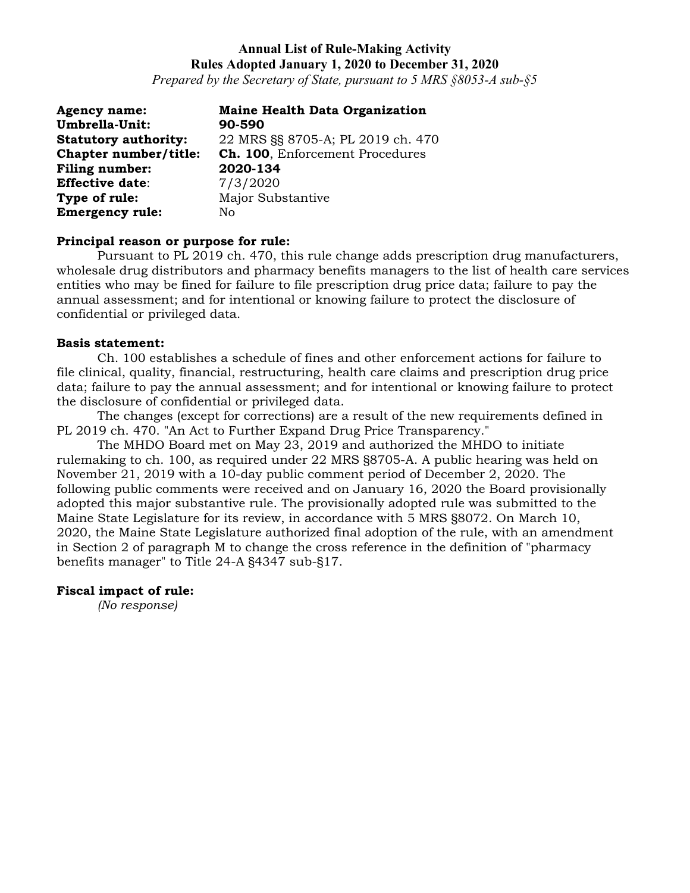**Annual List of Rule-Making Activity**
**Rules Adopted January 1, 2020 to December 31, 2020**
*Prepared by the Secretary of State, pursuant to 5 MRS §8053-A sub-§5*

**Agency name:** **Maine Health Data Organization**
**Umbrella-Unit:** **90-590**
**Statutory authority:** 22 MRS §§ 8705-A; PL 2019 ch. 470
**Chapter number/title:** **Ch. 100**, Enforcement Procedures
**Filing number:** **2020-134**
**Effective date**: 7/3/2020
**Type of rule:** Major Substantive
**Emergency rule:** No

**Principal reason or purpose for rule:**

Pursuant to PL 2019 ch. 470, this rule change adds prescription drug manufacturers, wholesale drug distributors and pharmacy benefits managers to the list of health care services entities who may be fined for failure to file prescription drug price data; failure to pay the annual assessment; and for intentional or knowing failure to protect the disclosure of confidential or privileged data.

**Basis statement:**

Ch. 100 establishes a schedule of fines and other enforcement actions for failure to file clinical, quality, financial, restructuring, health care claims and prescription drug price data; failure to pay the annual assessment; and for intentional or knowing failure to protect the disclosure of confidential or privileged data.

The changes (except for corrections) are a result of the new requirements defined in PL 2019 ch. 470. "An Act to Further Expand Drug Price Transparency."

The MHDO Board met on May 23, 2019 and authorized the MHDO to initiate rulemaking to ch. 100, as required under 22 MRS §8705-A. A public hearing was held on November 21, 2019 with a 10-day public comment period of December 2, 2020. The following public comments were received and on January 16, 2020 the Board provisionally adopted this major substantive rule. The provisionally adopted rule was submitted to the Maine State Legislature for its review, in accordance with 5 MRS §8072. On March 10, 2020, the Maine State Legislature authorized final adoption of the rule, with an amendment in Section 2 of paragraph M to change the cross reference in the definition of "pharmacy benefits manager" to Title 24-A §4347 sub-§17.

**Fiscal impact of rule:**

*(No response)*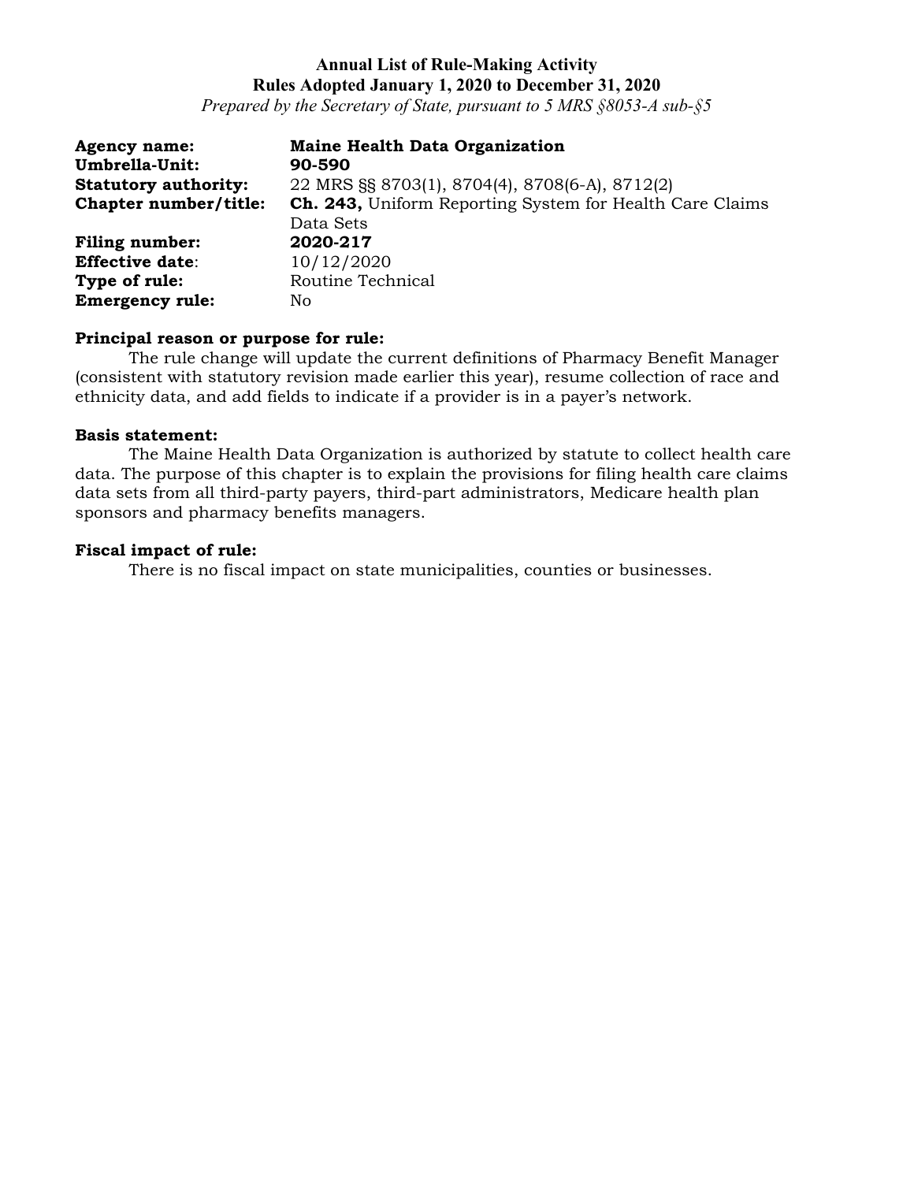**Annual List of Rule-Making Activity**
**Rules Adopted January 1, 2020 to December 31, 2020**
*Prepared by the Secretary of State, pursuant to 5 MRS §8053-A sub-§5*

**Agency name:** **Maine Health Data Organization**
**Umbrella-Unit:** **90-590**
**Statutory authority:** 22 MRS §§ 8703(1), 8704(4), 8708(6-A), 8712(2)
**Chapter number/title:** **Ch. 243,** Uniform Reporting System for Health Care Claims Data Sets
**Filing number:** **2020-217**
**Effective date**: 10/12/2020
**Type of rule:** Routine Technical
**Emergency rule:** No

**Principal reason or purpose for rule:**

The rule change will update the current definitions of Pharmacy Benefit Manager (consistent with statutory revision made earlier this year), resume collection of race and ethnicity data, and add fields to indicate if a provider is in a payer's network.

**Basis statement:**

The Maine Health Data Organization is authorized by statute to collect health care data. The purpose of this chapter is to explain the provisions for filing health care claims data sets from all third-party payers, third-part administrators, Medicare health plan sponsors and pharmacy benefits managers.

**Fiscal impact of rule:**

There is no fiscal impact on state municipalities, counties or businesses.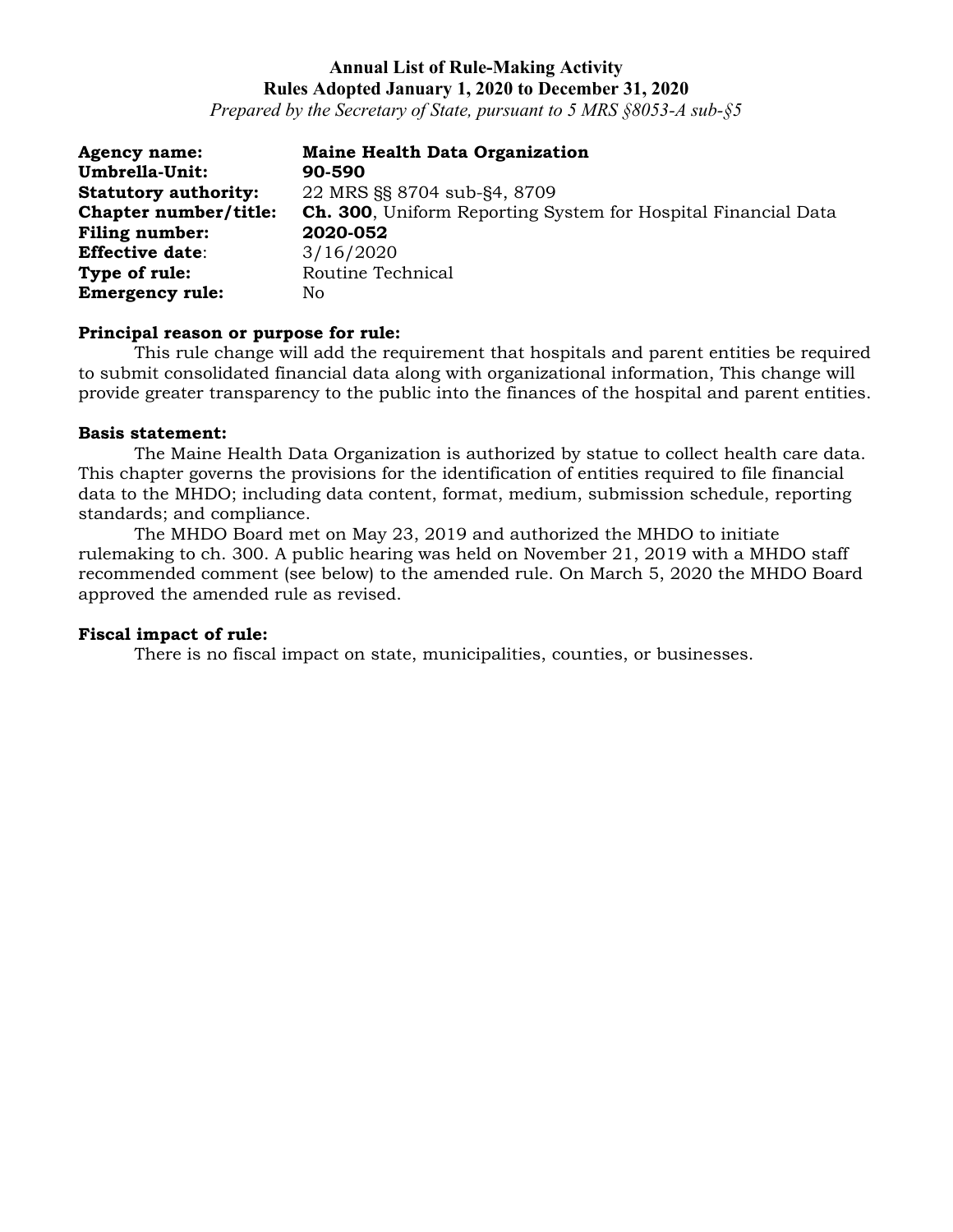**Annual List of Rule-Making Activity**
**Rules Adopted January 1, 2020 to December 31, 2020**
*Prepared by the Secretary of State, pursuant to 5 MRS §8053-A sub-§5*

**Agency name:** **Maine Health Data Organization**
**Umbrella-Unit:** **90-590**
**Statutory authority:** 22 MRS §§ 8704 sub-§4, 8709
**Chapter number/title:** **Ch. 300**, Uniform Reporting System for Hospital Financial Data
**Filing number:** **2020-052**
**Effective date**: 3/16/2020
**Type of rule:** Routine Technical
**Emergency rule:** No

**Principal reason or purpose for rule:**

This rule change will add the requirement that hospitals and parent entities be required to submit consolidated financial data along with organizational information, This change will provide greater transparency to the public into the finances of the hospital and parent entities.

**Basis statement:**

The Maine Health Data Organization is authorized by statue to collect health care data. This chapter governs the provisions for the identification of entities required to file financial data to the MHDO; including data content, format, medium, submission schedule, reporting standards; and compliance.

The MHDO Board met on May 23, 2019 and authorized the MHDO to initiate rulemaking to ch. 300. A public hearing was held on November 21, 2019 with a MHDO staff recommended comment (see below) to the amended rule. On March 5, 2020 the MHDO Board approved the amended rule as revised.

**Fiscal impact of rule:**

There is no fiscal impact on state, municipalities, counties, or businesses.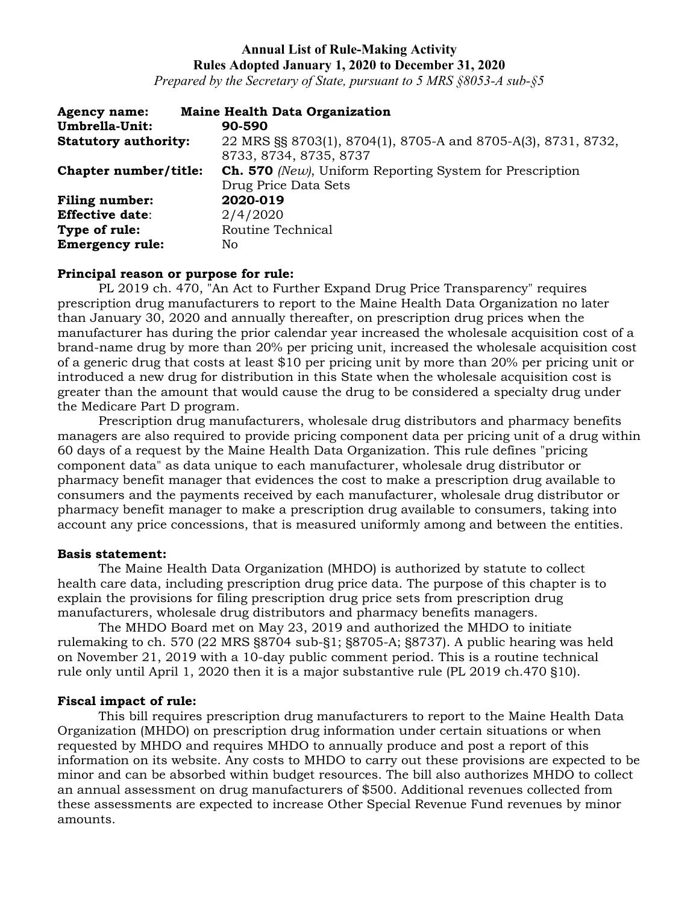**Annual List of Rule-Making Activity**
**Rules Adopted January 1, 2020 to December 31, 2020**
*Prepared by the Secretary of State, pursuant to 5 MRS §8053-A sub-§5*

| | |
|---|---|
| **Agency name:** | **Maine Health Data Organization** |
| **Umbrella-Unit:** | **90-590** |
| **Statutory authority:** | 22 MRS §§ 8703(1), 8704(1), 8705-A and 8705-A(3), 8731, 8732, 8733, 8734, 8735, 8737 |
| **Chapter number/title:** | **Ch. 570** *(New)*, Uniform Reporting System for Prescription Drug Price Data Sets |
| **Filing number:** | **2020-019** |
| **Effective date**: | 2/4/2020 |
| **Type of rule:** | Routine Technical |
| **Emergency rule:** | No |

**Principal reason or purpose for rule:**

PL 2019 ch. 470, "An Act to Further Expand Drug Price Transparency" requires prescription drug manufacturers to report to the Maine Health Data Organization no later than January 30, 2020 and annually thereafter, on prescription drug prices when the manufacturer has during the prior calendar year increased the wholesale acquisition cost of a brand-name drug by more than 20% per pricing unit, increased the wholesale acquisition cost of a generic drug that costs at least $10 per pricing unit by more than 20% per pricing unit or introduced a new drug for distribution in this State when the wholesale acquisition cost is greater than the amount that would cause the drug to be considered a specialty drug under the Medicare Part D program.

Prescription drug manufacturers, wholesale drug distributors and pharmacy benefits managers are also required to provide pricing component data per pricing unit of a drug within 60 days of a request by the Maine Health Data Organization. This rule defines "pricing component data" as data unique to each manufacturer, wholesale drug distributor or pharmacy benefit manager that evidences the cost to make a prescription drug available to consumers and the payments received by each manufacturer, wholesale drug distributor or pharmacy benefit manager to make a prescription drug available to consumers, taking into account any price concessions, that is measured uniformly among and between the entities.

**Basis statement:**

The Maine Health Data Organization (MHDO) is authorized by statute to collect health care data, including prescription drug price data. The purpose of this chapter is to explain the provisions for filing prescription drug price sets from prescription drug manufacturers, wholesale drug distributors and pharmacy benefits managers.

The MHDO Board met on May 23, 2019 and authorized the MHDO to initiate rulemaking to ch. 570 (22 MRS §8704 sub-§1; §8705-A; §8737). A public hearing was held on November 21, 2019 with a 10-day public comment period. This is a routine technical rule only until April 1, 2020 then it is a major substantive rule (PL 2019 ch.470 §10).

**Fiscal impact of rule:**

This bill requires prescription drug manufacturers to report to the Maine Health Data Organization (MHDO) on prescription drug information under certain situations or when requested by MHDO and requires MHDO to annually produce and post a report of this information on its website. Any costs to MHDO to carry out these provisions are expected to be minor and can be absorbed within budget resources. The bill also authorizes MHDO to collect an annual assessment on drug manufacturers of $500. Additional revenues collected from these assessments are expected to increase Other Special Revenue Fund revenues by minor amounts.